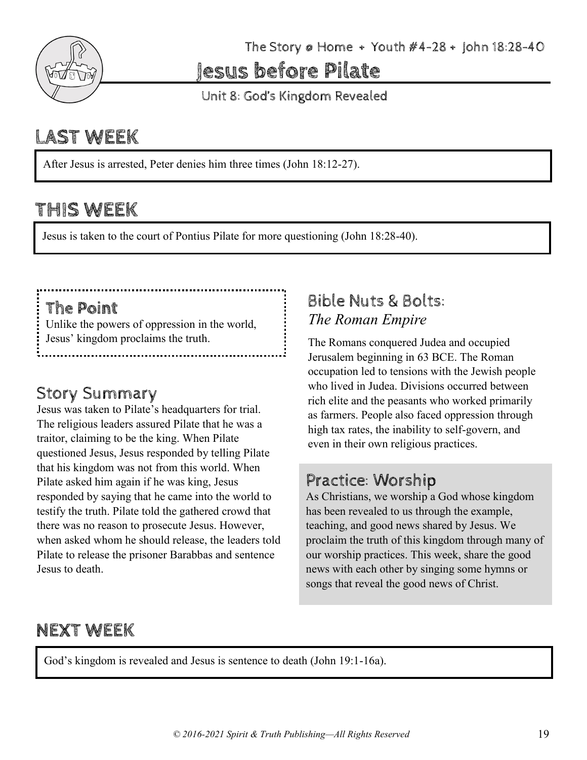The Story @ Home + Youth #4-28 + John 18:28-40

# Jesus before Pilate

Unit 8: God's Kingdom Revealed

## LAST WEEK

After Jesus is arrested, Peter denies him three times (John 18:12-27).

## THIS WEEK

Jesus is taken to the court of Pontius Pilate for more questioning (John 18:28-40).

### The Point

Unlike the powers of oppression in the world, Jesus' kingdom proclaims the truth.

### Story Summary

Jesus was taken to Pilate's headquarters for trial. The religious leaders assured Pilate that he was a traitor, claiming to be the king. When Pilate questioned Jesus, Jesus responded by telling Pilate that his kingdom was not from this world. When Pilate asked him again if he was king, Jesus responded by saying that he came into the world to testify the truth. Pilate told the gathered crowd that there was no reason to prosecute Jesus. However, when asked whom he should release, the leaders told Pilate to release the prisoner Barabbas and sentence Jesus to death.

### Bible Nuts & Bolts: *The Roman Empire*

The Romans conquered Judea and occupied Jerusalem beginning in 63 BCE. The Roman occupation led to tensions with the Jewish people who lived in Judea. Divisions occurred between rich elite and the peasants who worked primarily as farmers. People also faced oppression through high tax rates, the inability to self-govern, and even in their own religious practices.

### Practice: Worship

As Christians, we worship a God whose kingdom has been revealed to us through the example, teaching, and good news shared by Jesus. We proclaim the truth of this kingdom through many of our worship practices. This week, share the good news with each other by singing some hymns or songs that reveal the good news of Christ.

## NEXT WEEK

God's kingdom is revealed and Jesus is sentence to death (John 19:1-16a).

*© 2016-2021 Spirit & Truth Publishing—All Rights Reserved*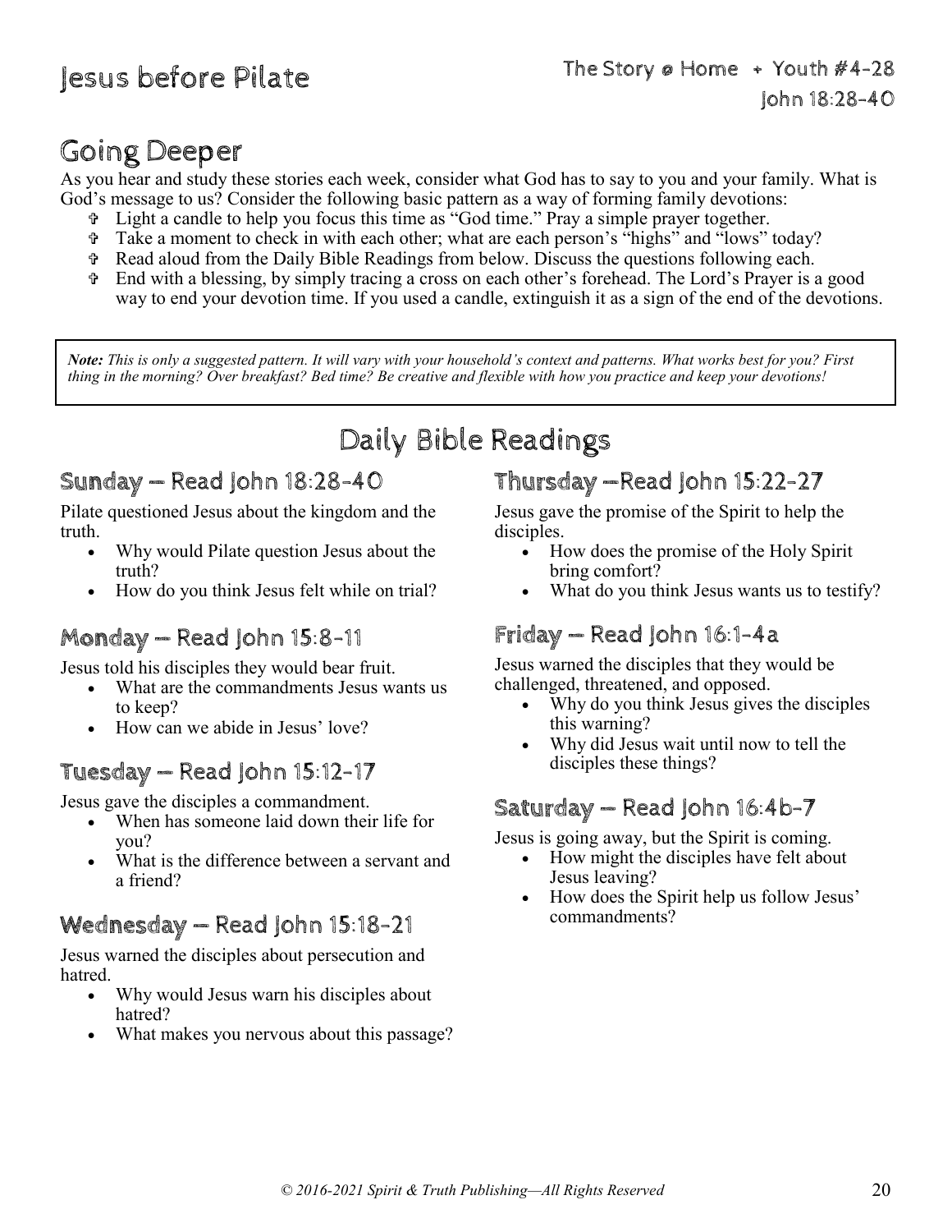# Jesus before Pilate

The Story @ Home + Youth #4-28
John 18:28-40

## Going Deeper

As you hear and study these stories each week, consider what God has to say to you and your family. What is God's message to us? Consider the following basic pattern as a way of forming family devotions:

- Light a candle to help you focus this time as "God time." Pray a simple prayer together.
- Take a moment to check in with each other; what are each person's "highs" and "lows" today?
- Read aloud from the Daily Bible Readings from below. Discuss the questions following each.
- End with a blessing, by simply tracing a cross on each other's forehead. The Lord's Prayer is a good way to end your devotion time. If you used a candle, extinguish it as a sign of the end of the devotions.

***Note:*** *This is only a suggested pattern. It will vary with your household's context and patterns. What works best for you? First thing in the morning? Over breakfast? Bed time? Be creative and flexible with how you practice and keep your devotions!*

## Daily Bible Readings

### Sunday – Read John 18:28-40

Pilate questioned Jesus about the kingdom and the truth.

- Why would Pilate question Jesus about the truth?
- How do you think Jesus felt while on trial?

### Monday – Read John 15:8-11

Jesus told his disciples they would bear fruit.

- What are the commandments Jesus wants us to keep?
- How can we abide in Jesus' love?

### Tuesday – Read John 15:12-17

Jesus gave the disciples a commandment.

- When has someone laid down their life for you?
- What is the difference between a servant and a friend?

### Wednesday – Read John 15:18-21

Jesus warned the disciples about persecution and hatred.

- Why would Jesus warn his disciples about hatred?
- What makes you nervous about this passage?

### Thursday –Read John 15:22-27

Jesus gave the promise of the Spirit to help the disciples.

- How does the promise of the Holy Spirit bring comfort?
- What do you think Jesus wants us to testify?

### Friday – Read John 16:1-4a

Jesus warned the disciples that they would be challenged, threatened, and opposed.

- Why do you think Jesus gives the disciples this warning?
- Why did Jesus wait until now to tell the disciples these things?

### Saturday – Read John 16:4b-7

Jesus is going away, but the Spirit is coming.

- How might the disciples have felt about Jesus leaving?
- How does the Spirit help us follow Jesus' commandments?

*© 2016-2021 Spirit & Truth Publishing—All Rights Reserved*